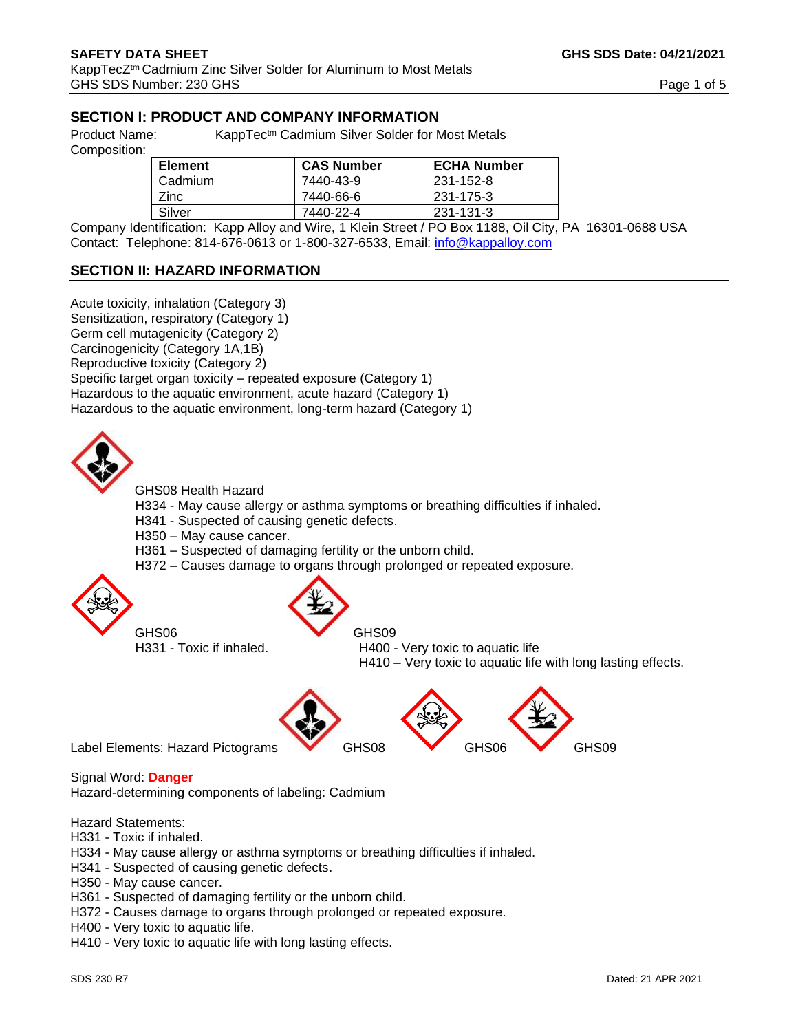## SECTION I: PRODUCT AND COMPANY INFORMATION

Product Name: KappTec[tm] Cadmium Silver Solder for Most Metals

Composition:

| Element | CAS Number | ECHA Number |
|---|---|---|
| Cadmium | 7440-43-9 | 231-152-8 |
| Zinc | 7440-66-6 | 231-175-3 |
| Silver | 7440-22-4 | 231-131-3 |

Company Identification: Kapp Alloy and Wire, 1 Klein Street / PO Box 1188, Oil City, PA 16301-0688 USA

Contact: Telephone: 814-676-0613 or 1-800-327-6533, Email: info@kappalloy.com

## SECTION II: HAZARD INFORMATION

Acute toxicity, inhalation (Category 3)
Sensitization, respiratory (Category 1)
Germ cell mutagenicity (Category 2)
Carcinogenicity (Category 1A,1B)
Reproductive toxicity (Category 2)
Specific target organ toxicity – repeated exposure (Category 1)
Hazardous to the aquatic environment, acute hazard (Category 1)
Hazardous to the aquatic environment, long-term hazard (Category 1)

GHS08 Health Hazard
H334 - May cause allergy or asthma symptoms or breathing difficulties if inhaled.
H341 - Suspected of causing genetic defects.
H350 – May cause cancer.
H361 – Suspected of damaging fertility or the unborn child.
H372 – Causes damage to organs through prolonged or repeated exposure.

GHS06
H331 - Toxic if inhaled.

GHS09
H400 - Very toxic to aquatic life
H410 – Very toxic to aquatic life with long lasting effects.

Label Elements: Hazard Pictograms GHS08 GHS06 GHS09

Signal Word: **Danger**

Hazard-determining components of labeling: Cadmium

Hazard Statements:
H331 - Toxic if inhaled.
H334 - May cause allergy or asthma symptoms or breathing difficulties if inhaled.
H341 - Suspected of causing genetic defects.
H350 - May cause cancer.
H361 - Suspected of damaging fertility or the unborn child.
H372 - Causes damage to organs through prolonged or repeated exposure.
H400 - Very toxic to aquatic life.
H410 - Very toxic to aquatic life with long lasting effects.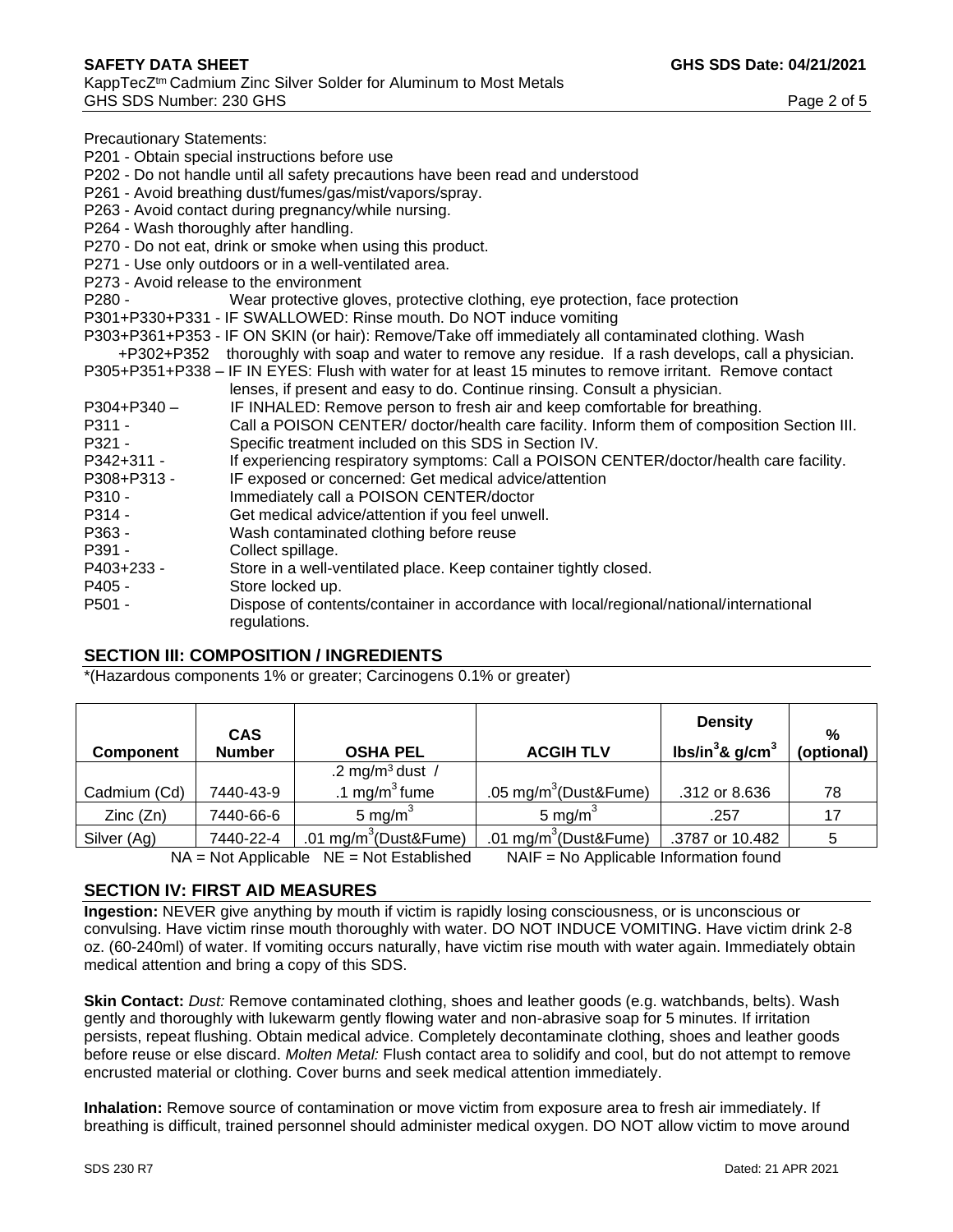Precautionary Statements:

P201 - Obtain special instructions before use
P202 - Do not handle until all safety precautions have been read and understood
P261 - Avoid breathing dust/fumes/gas/mist/vapors/spray.
P263 - Avoid contact during pregnancy/while nursing.
P264 - Wash thoroughly after handling.
P270 - Do not eat, drink or smoke when using this product.
P271 - Use only outdoors or in a well-ventilated area.
P273 - Avoid release to the environment
P280 - Wear protective gloves, protective clothing, eye protection, face protection
P301+P330+P331 - IF SWALLOWED: Rinse mouth. Do NOT induce vomiting
P303+P361+P353 +P302+P352 - IF ON SKIN (or hair): Remove/Take off immediately all contaminated clothing. Wash thoroughly with soap and water to remove any residue. If a rash develops, call a physician.
P305+P351+P338 – IF IN EYES: Flush with water for at least 15 minutes to remove irritant. Remove contact lenses, if present and easy to do. Continue rinsing. Consult a physician.
P304+P340 – IF INHALED: Remove person to fresh air and keep comfortable for breathing.
P311 - Call a POISON CENTER/ doctor/health care facility. Inform them of composition Section III.
P321 - Specific treatment included on this SDS in Section IV.
P342+311 - If experiencing respiratory symptoms: Call a POISON CENTER/doctor/health care facility.
P308+P313 - IF exposed or concerned: Get medical advice/attention
P310 - Immediately call a POISON CENTER/doctor
P314 - Get medical advice/attention if you feel unwell.
P363 - Wash contaminated clothing before reuse
P391 - Collect spillage.
P403+233 - Store in a well-ventilated place. Keep container tightly closed.
P405 - Store locked up.
P501 - Dispose of contents/container in accordance with local/regional/national/international regulations.

## SECTION III: COMPOSITION / INGREDIENTS

*(Hazardous components 1% or greater; Carcinogens 0.1% or greater)

| Component | CAS Number | OSHA PEL | ACGIH TLV | Density $lbs/in^3$ & $g/cm^3$ | % (optional) |
|---|---|---|---|---|---|
| Cadmium (Cd) | 7440-43-9 | .2 $mg/m^3$ dust / .1 $mg/m^3$ fume | .05 $mg/m^3$(Dust&Fume) | .312 or 8.636 | 78 |
| Zinc (Zn) | 7440-66-6 | 5 $mg/m^3$ | 5 $mg/m^3$ | .257 | 17 |
| Silver (Ag) | 7440-22-4 | .01 $mg/m^3$(Dust&Fume) | .01 $mg/m^3$(Dust&Fume) | .3787 or 10.482 | 5 |

NA = Not Applicable NE = Not Established NAIF = No Applicable Information found

## SECTION IV: FIRST AID MEASURES

**Ingestion:** NEVER give anything by mouth if victim is rapidly losing consciousness, or is unconscious or convulsing. Have victim rinse mouth thoroughly with water. DO NOT INDUCE VOMITING. Have victim drink 2-8 oz. (60-240ml) of water. If vomiting occurs naturally, have victim rise mouth with water again. Immediately obtain medical attention and bring a copy of this SDS.

**Skin Contact:** *Dust:* Remove contaminated clothing, shoes and leather goods (e.g. watchbands, belts). Wash gently and thoroughly with lukewarm gently flowing water and non-abrasive soap for 5 minutes. If irritation persists, repeat flushing. Obtain medical advice. Completely decontaminate clothing, shoes and leather goods before reuse or else discard. *Molten Metal:* Flush contact area to solidify and cool, but do not attempt to remove encrusted material or clothing. Cover burns and seek medical attention immediately.

**Inhalation:** Remove source of contamination or move victim from exposure area to fresh air immediately. If breathing is difficult, trained personnel should administer medical oxygen. DO NOT allow victim to move around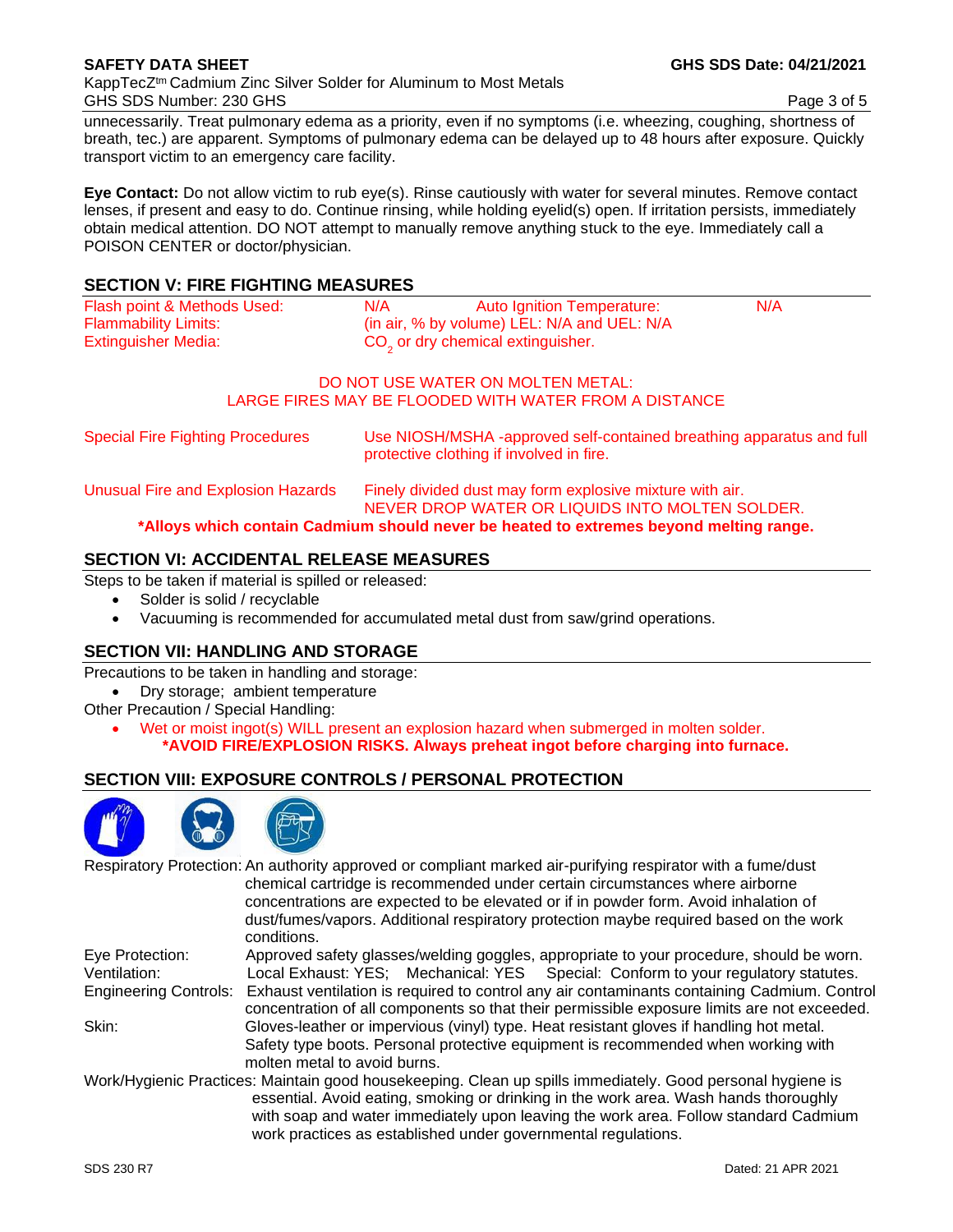unnecessarily. Treat pulmonary edema as a priority, even if no symptoms (i.e. wheezing, coughing, shortness of breath, tec.) are apparent. Symptoms of pulmonary edema can be delayed up to 48 hours after exposure. Quickly transport victim to an emergency care facility.

**Eye Contact:** Do not allow victim to rub eye(s). Rinse cautiously with water for several minutes. Remove contact lenses, if present and easy to do. Continue rinsing, while holding eyelid(s) open. If irritation persists, immediately obtain medical attention. DO NOT attempt to manually remove anything stuck to the eye. Immediately call a POISON CENTER or doctor/physician.

## SECTION V: FIRE FIGHTING MEASURES

| | | | |
|---|---|---|---|
| Flash point & Methods Used: | N/A | Auto Ignition Temperature: | N/A |
| Flammability Limits: | (in air, % by volume) LEL: N/A and UEL: N/A | | |
| Extinguisher Media: | $CO_2$ or dry chemical extinguisher. | | |

DO NOT USE WATER ON MOLTEN METAL:
LARGE FIRES MAY BE FLOODED WITH WATER FROM A DISTANCE

Special Fire Fighting Procedures: Use NIOSH/MSHA -approved self-contained breathing apparatus and full protective clothing if involved in fire.

Unusual Fire and Explosion Hazards: Finely divided dust may form explosive mixture with air. NEVER DROP WATER OR LIQUIDS INTO MOLTEN SOLDER.

**\*Alloys which contain Cadmium should never be heated to extremes beyond melting range.**

## SECTION VI: ACCIDENTAL RELEASE MEASURES

Steps to be taken if material is spilled or released:

- Solder is solid / recyclable
- Vacuuming is recommended for accumulated metal dust from saw/grind operations.

## SECTION VII: HANDLING AND STORAGE

Precautions to be taken in handling and storage:

- Dry storage; ambient temperature

Other Precaution / Special Handling:

- Wet or moist ingot(s) WILL present an explosion hazard when submerged in molten solder.
  **\*AVOID FIRE/EXPLOSION RISKS. Always preheat ingot before charging into furnace.**

## SECTION VIII: EXPOSURE CONTROLS / PERSONAL PROTECTION

**Respiratory Protection:** An authority approved or compliant marked air-purifying respirator with a fume/dust chemical cartridge is recommended under certain circumstances where airborne concentrations are expected to be elevated or if in powder form. Avoid inhalation of dust/fumes/vapors. Additional respiratory protection maybe required based on the work conditions.

**Eye Protection:** Approved safety glasses/welding goggles, appropriate to your procedure, should be worn.

**Ventilation:** Local Exhaust: YES; Mechanical: YES Special: Conform to your regulatory statutes.

**Engineering Controls:** Exhaust ventilation is required to control any air contaminants containing Cadmium. Control concentration of all components so that their permissible exposure limits are not exceeded.

**Skin:** Gloves-leather or impervious (vinyl) type. Heat resistant gloves if handling hot metal. Safety type boots. Personal protective equipment is recommended when working with molten metal to avoid burns.

**Work/Hygienic Practices:** Maintain good housekeeping. Clean up spills immediately. Good personal hygiene is essential. Avoid eating, smoking or drinking in the work area. Wash hands thoroughly with soap and water immediately upon leaving the work area. Follow standard Cadmium work practices as established under governmental regulations.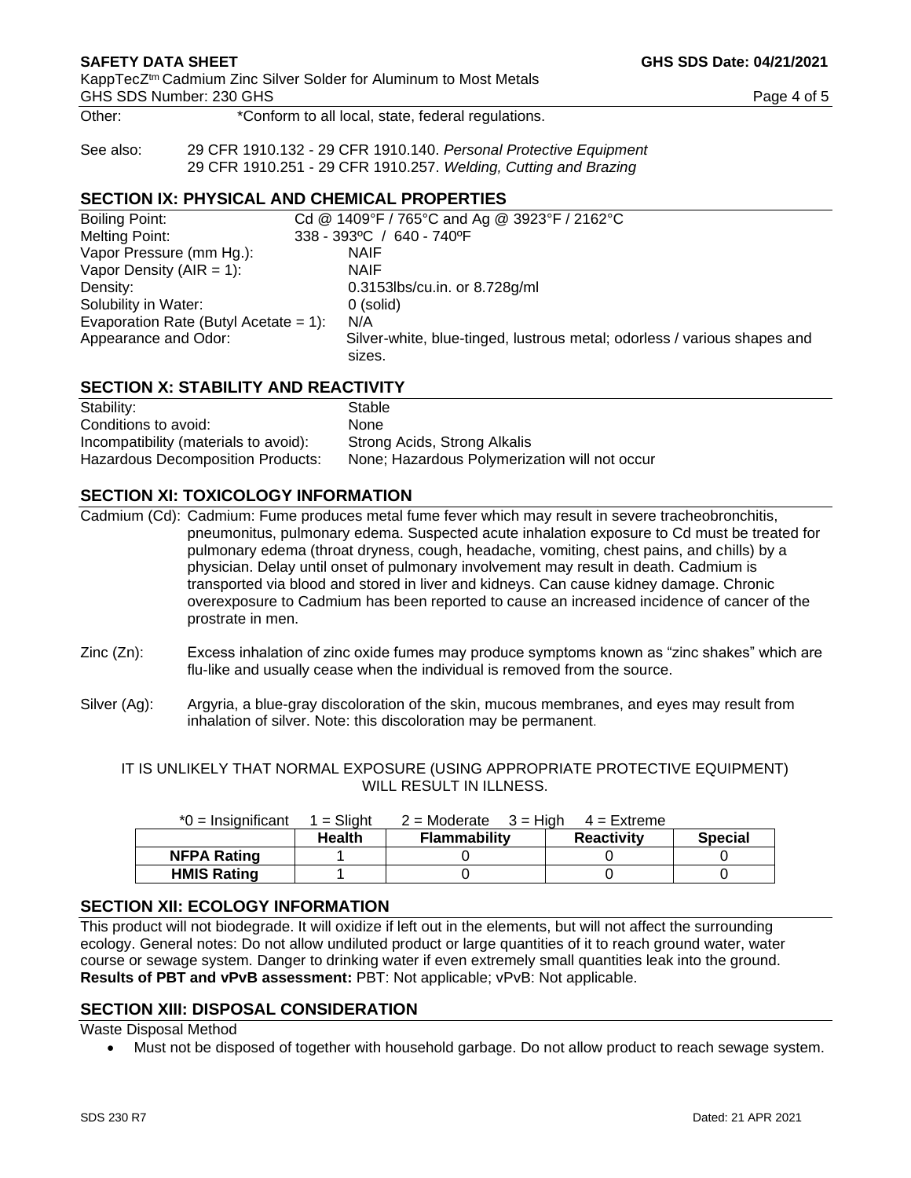Other: *Conform to all local, state, federal regulations.

See also: 29 CFR 1910.132 - 29 CFR 1910.140. *Personal Protective Equipment*
29 CFR 1910.251 - 29 CFR 1910.257. *Welding, Cutting and Brazing*

## SECTION IX: PHYSICAL AND CHEMICAL PROPERTIES

| | |
|---|---|
| Boiling Point: | Cd @ 1409°F / 765°C and Ag @ 3923°F / 2162°C |
| Melting Point: | 338 - 393ºC / 640 - 740ºF |
| Vapor Pressure (mm Hg.): | NAIF |
| Vapor Density (AIR = 1): | NAIF |
| Density: | 0.3153lbs/cu.in. or 8.728g/ml |
| Solubility in Water: | 0 (solid) |
| Evaporation Rate (Butyl Acetate = 1): | N/A |
| Appearance and Odor: | Silver-white, blue-tinged, lustrous metal; odorless / various shapes and sizes. |

## SECTION X: STABILITY AND REACTIVITY

| | |
|---|---|
| Stability: | Stable |
| Conditions to avoid: | None |
| Incompatibility (materials to avoid): | Strong Acids, Strong Alkalis |
| Hazardous Decomposition Products: | None; Hazardous Polymerization will not occur |

## SECTION XI: TOXICOLOGY INFORMATION

Cadmium (Cd): Cadmium: Fume produces metal fume fever which may result in severe tracheobronchitis, pneumonitus, pulmonary edema. Suspected acute inhalation exposure to Cd must be treated for pulmonary edema (throat dryness, cough, headache, vomiting, chest pains, and chills) by a physician. Delay until onset of pulmonary involvement may result in death. Cadmium is transported via blood and stored in liver and kidneys. Can cause kidney damage. Chronic overexposure to Cadmium has been reported to cause an increased incidence of cancer of the prostrate in men.

Zinc (Zn): Excess inhalation of zinc oxide fumes may produce symptoms known as "zinc shakes" which are flu-like and usually cease when the individual is removed from the source.

Silver (Ag): Argyria, a blue-gray discoloration of the skin, mucous membranes, and eyes may result from inhalation of silver. Note: this discoloration may be permanent.

IT IS UNLIKELY THAT NORMAL EXPOSURE (USING APPROPRIATE PROTECTIVE EQUIPMENT) WILL RESULT IN ILLNESS.

*0 = Insignificant 1 = Slight 2 = Moderate 3 = High 4 = Extreme

| | Health | Flammability | Reactivity | Special |
|---|---|---|---|---|
| **NFPA Rating** | 1 | 0 | 0 | 0 |
| **HMIS Rating** | 1 | 0 | 0 | 0 |

## SECTION XII: ECOLOGY INFORMATION

This product will not biodegrade. It will oxidize if left out in the elements, but will not affect the surrounding ecology. General notes: Do not allow undiluted product or large quantities of it to reach ground water, water course or sewage system. Danger to drinking water if even extremely small quantities leak into the ground. **Results of PBT and vPvB assessment:** PBT: Not applicable; vPvB: Not applicable.

## SECTION XIII: DISPOSAL CONSIDERATION

Waste Disposal Method

- Must not be disposed of together with household garbage. Do not allow product to reach sewage system.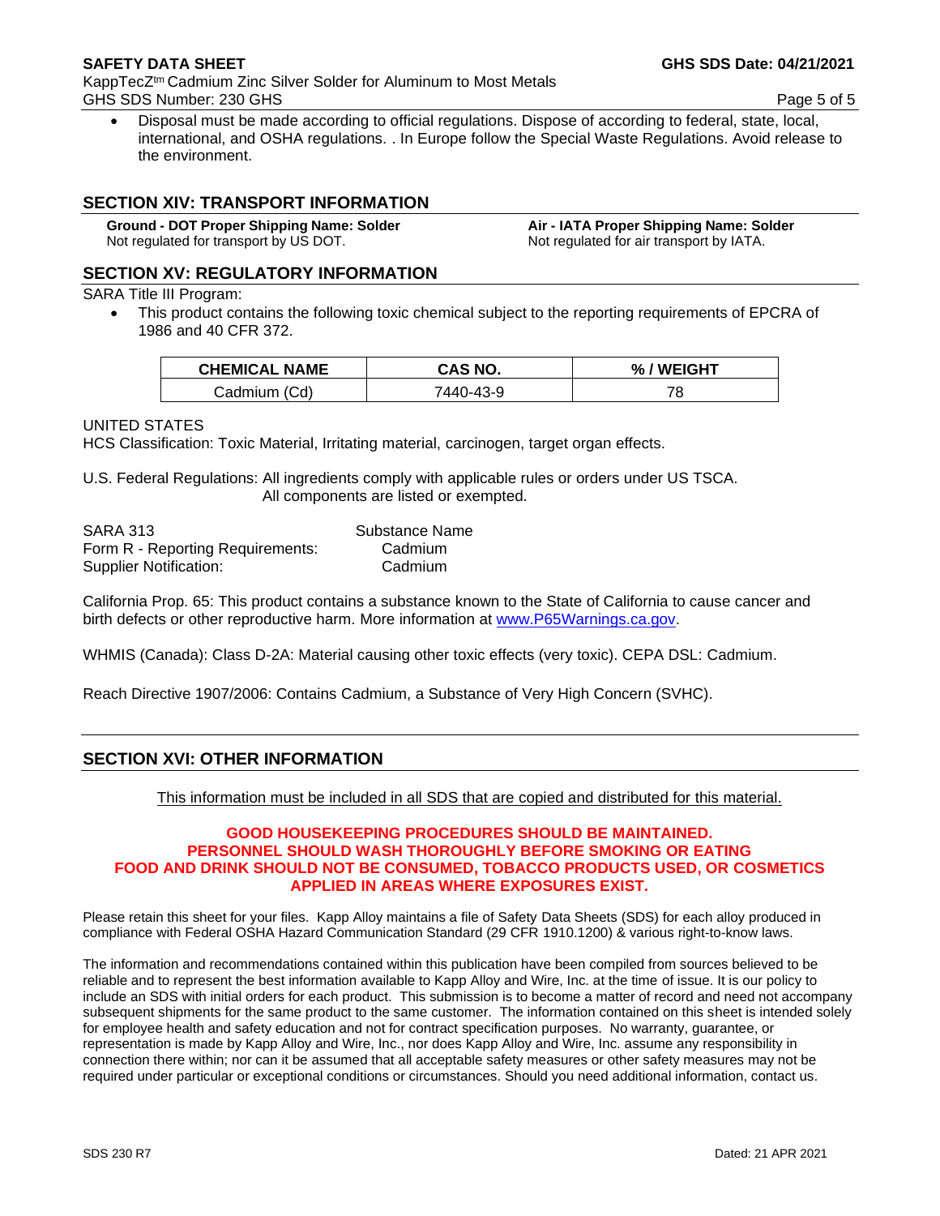- Disposal must be made according to official regulations. Dispose of according to federal, state, local, international, and OSHA regulations. . In Europe follow the Special Waste Regulations. Avoid release to the environment.

## SECTION XIV: TRANSPORT INFORMATION

**Ground - DOT Proper Shipping Name: Solder**
Not regulated for transport by US DOT.

**Air - IATA Proper Shipping Name: Solder**
Not regulated for air transport by IATA.

## SECTION XV: REGULATORY INFORMATION

SARA Title III Program:

- This product contains the following toxic chemical subject to the reporting requirements of EPCRA of 1986 and 40 CFR 372.

| CHEMICAL NAME | CAS NO. | % / WEIGHT |
|---|---|---|
| Cadmium (Cd) | 7440-43-9 | 78 |

UNITED STATES
HCS Classification: Toxic Material, Irritating material, carcinogen, target organ effects.

U.S. Federal Regulations: All ingredients comply with applicable rules or orders under US TSCA. All components are listed or exempted.

| SARA 313 | Substance Name |
|---|---|
| Form R - Reporting Requirements: | Cadmium |
| Supplier Notification: | Cadmium |

California Prop. 65: This product contains a substance known to the State of California to cause cancer and birth defects or other reproductive harm. More information at www.P65Warnings.ca.gov.

WHMIS (Canada): Class D-2A: Material causing other toxic effects (very toxic). CEPA DSL: Cadmium.

Reach Directive 1907/2006: Contains Cadmium, a Substance of Very High Concern (SVHC).

## SECTION XVI: OTHER INFORMATION

This information must be included in all SDS that are copied and distributed for this material.

**GOOD HOUSEKEEPING PROCEDURES SHOULD BE MAINTAINED.**
**PERSONNEL SHOULD WASH THOROUGHLY BEFORE SMOKING OR EATING**
**FOOD AND DRINK SHOULD NOT BE CONSUMED, TOBACCO PRODUCTS USED, OR COSMETICS APPLIED IN AREAS WHERE EXPOSURES EXIST.**

Please retain this sheet for your files. Kapp Alloy maintains a file of Safety Data Sheets (SDS) for each alloy produced in compliance with Federal OSHA Hazard Communication Standard (29 CFR 1910.1200) & various right-to-know laws.

The information and recommendations contained within this publication have been compiled from sources believed to be reliable and to represent the best information available to Kapp Alloy and Wire, Inc. at the time of issue. It is our policy to include an SDS with initial orders for each product. This submission is to become a matter of record and need not accompany subsequent shipments for the same product to the same customer. The information contained on this sheet is intended solely for employee health and safety education and not for contract specification purposes. No warranty, guarantee, or representation is made by Kapp Alloy and Wire, Inc., nor does Kapp Alloy and Wire, Inc. assume any responsibility in connection there within; nor can it be assumed that all acceptable safety measures or other safety measures may not be required under particular or exceptional conditions or circumstances. Should you need additional information, contact us.